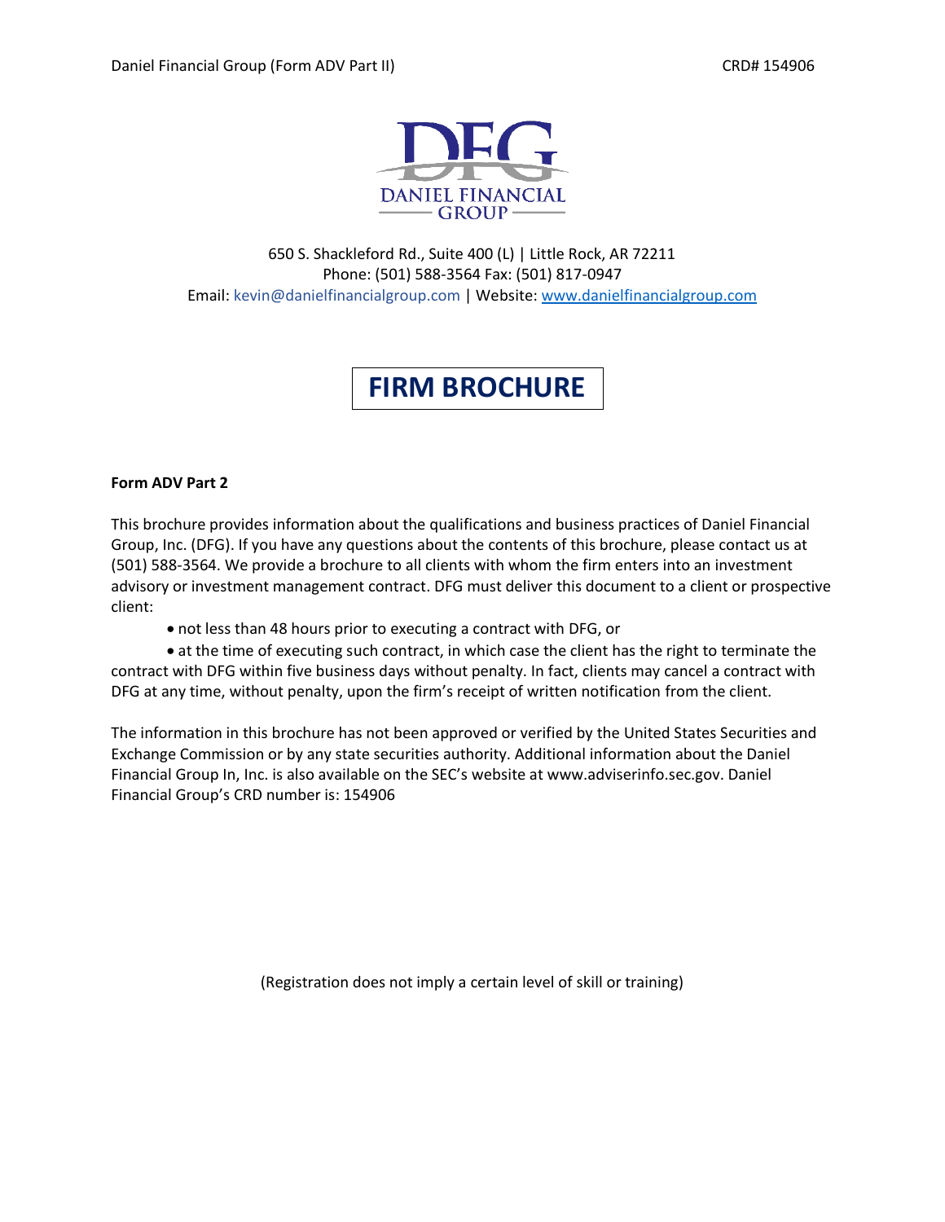DANIEL FINANCIAL GROUP

650 S. Shackleford Rd., Suite 400 (L) | Little Rock, AR 72211
Phone: (501) 588-3564 Fax: (501) 817-0947
Email: kevin@danielfinancialgroup.com | Website: www.danielfinancialgroup.com

# FIRM BROCHURE

**Form ADV Part 2**

This brochure provides information about the qualifications and business practices of Daniel Financial Group, Inc. (DFG). If you have any questions about the contents of this brochure, please contact us at (501) 588-3564. We provide a brochure to all clients with whom the firm enters into an investment advisory or investment management contract. DFG must deliver this document to a client or prospective client:

- not less than 48 hours prior to executing a contract with DFG, or
- at the time of executing such contract, in which case the client has the right to terminate the contract with DFG within five business days without penalty. In fact, clients may cancel a contract with DFG at any time, without penalty, upon the firm's receipt of written notification from the client.

The information in this brochure has not been approved or verified by the United States Securities and Exchange Commission or by any state securities authority. Additional information about the Daniel Financial Group In, Inc. is also available on the SEC's website at www.adviserinfo.sec.gov. Daniel Financial Group's CRD number is: 154906

(Registration does not imply a certain level of skill or training)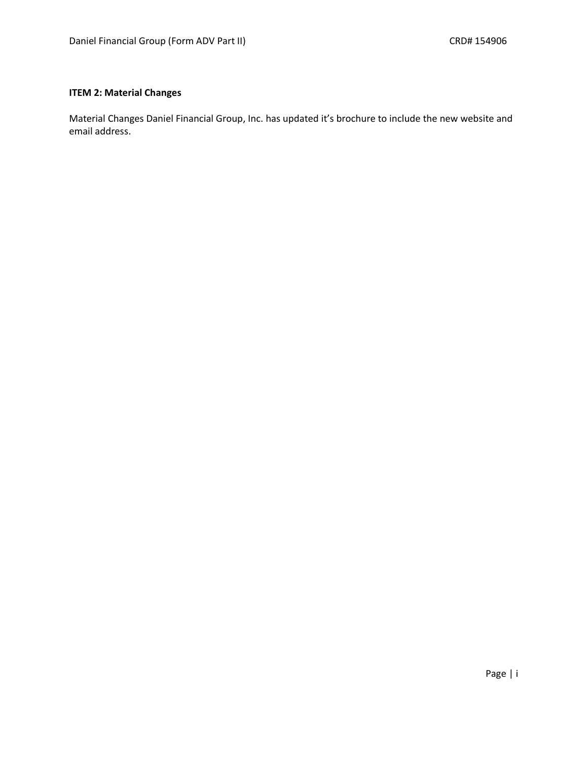**ITEM 2: Material Changes**

Material Changes Daniel Financial Group, Inc. has updated it's brochure to include the new website and email address.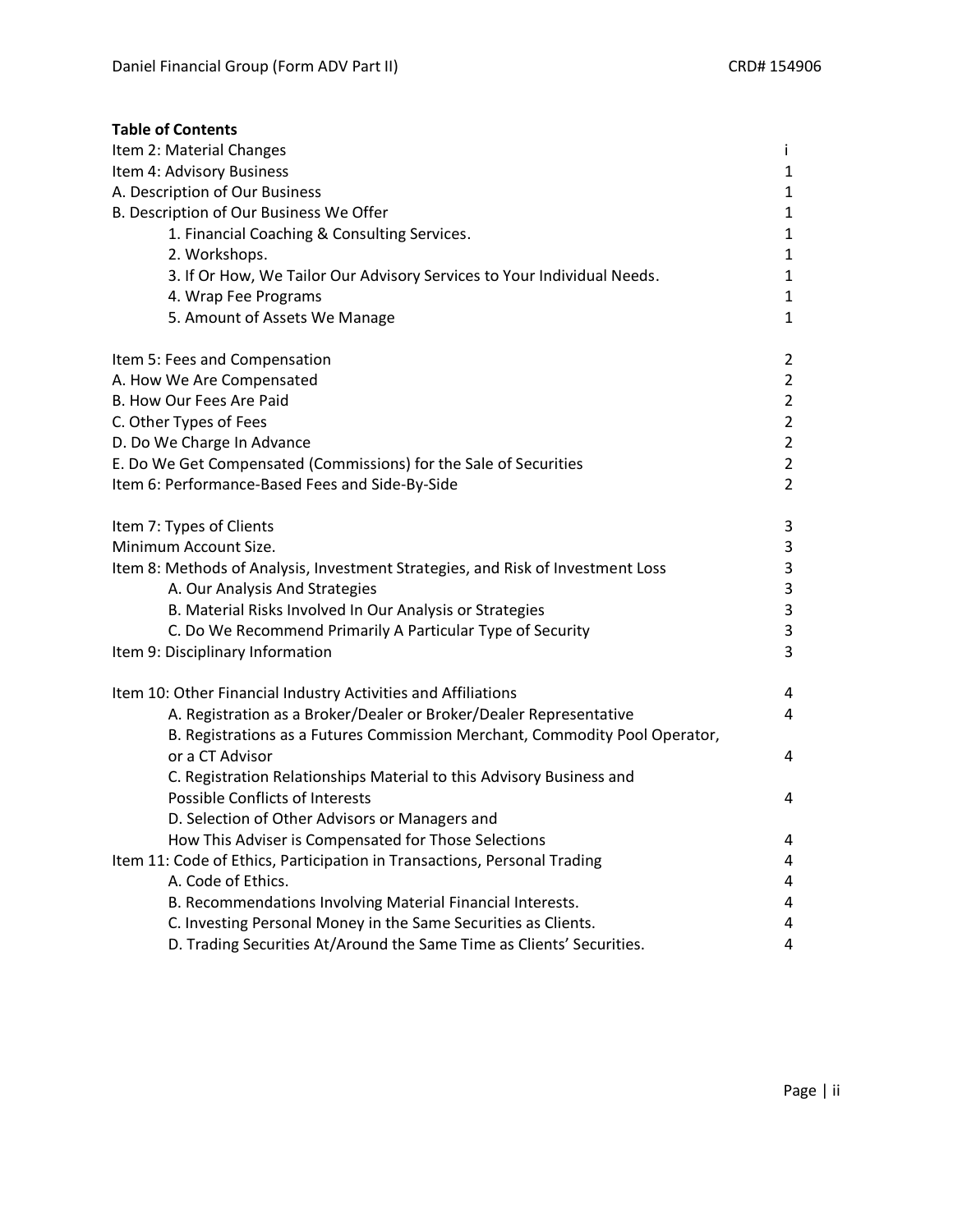**Table of Contents**

| | |
|---|---|
| Item 2: Material Changes | i |
| Item 4: Advisory Business | 1 |
| A. Description of Our Business | 1 |
| B. Description of Our Business We Offer | 1 |
| 1. Financial Coaching & Consulting Services. | 1 |
| 2. Workshops. | 1 |
| 3. If Or How, We Tailor Our Advisory Services to Your Individual Needs. | 1 |
| 4. Wrap Fee Programs | 1 |
| 5. Amount of Assets We Manage | 1 |
| Item 5: Fees and Compensation | 2 |
| A. How We Are Compensated | 2 |
| B. How Our Fees Are Paid | 2 |
| C. Other Types of Fees | 2 |
| D. Do We Charge In Advance | 2 |
| E. Do We Get Compensated (Commissions) for the Sale of Securities | 2 |
| Item 6: Performance-Based Fees and Side-By-Side | 2 |
| Item 7: Types of Clients | 3 |
| Minimum Account Size. | 3 |
| Item 8: Methods of Analysis, Investment Strategies, and Risk of Investment Loss | 3 |
| A. Our Analysis And Strategies | 3 |
| B. Material Risks Involved In Our Analysis or Strategies | 3 |
| C. Do We Recommend Primarily A Particular Type of Security | 3 |
| Item 9: Disciplinary Information | 3 |
| Item 10: Other Financial Industry Activities and Affiliations | 4 |
| A. Registration as a Broker/Dealer or Broker/Dealer Representative | 4 |
| B. Registrations as a Futures Commission Merchant, Commodity Pool Operator, or a CT Advisor | 4 |
| C. Registration Relationships Material to this Advisory Business and Possible Conflicts of Interests | 4 |
| D. Selection of Other Advisors or Managers and How This Adviser is Compensated for Those Selections | 4 |
| Item 11: Code of Ethics, Participation in Transactions, Personal Trading | 4 |
| A. Code of Ethics. | 4 |
| B. Recommendations Involving Material Financial Interests. | 4 |
| C. Investing Personal Money in the Same Securities as Clients. | 4 |
| D. Trading Securities At/Around the Same Time as Clients' Securities. | 4 |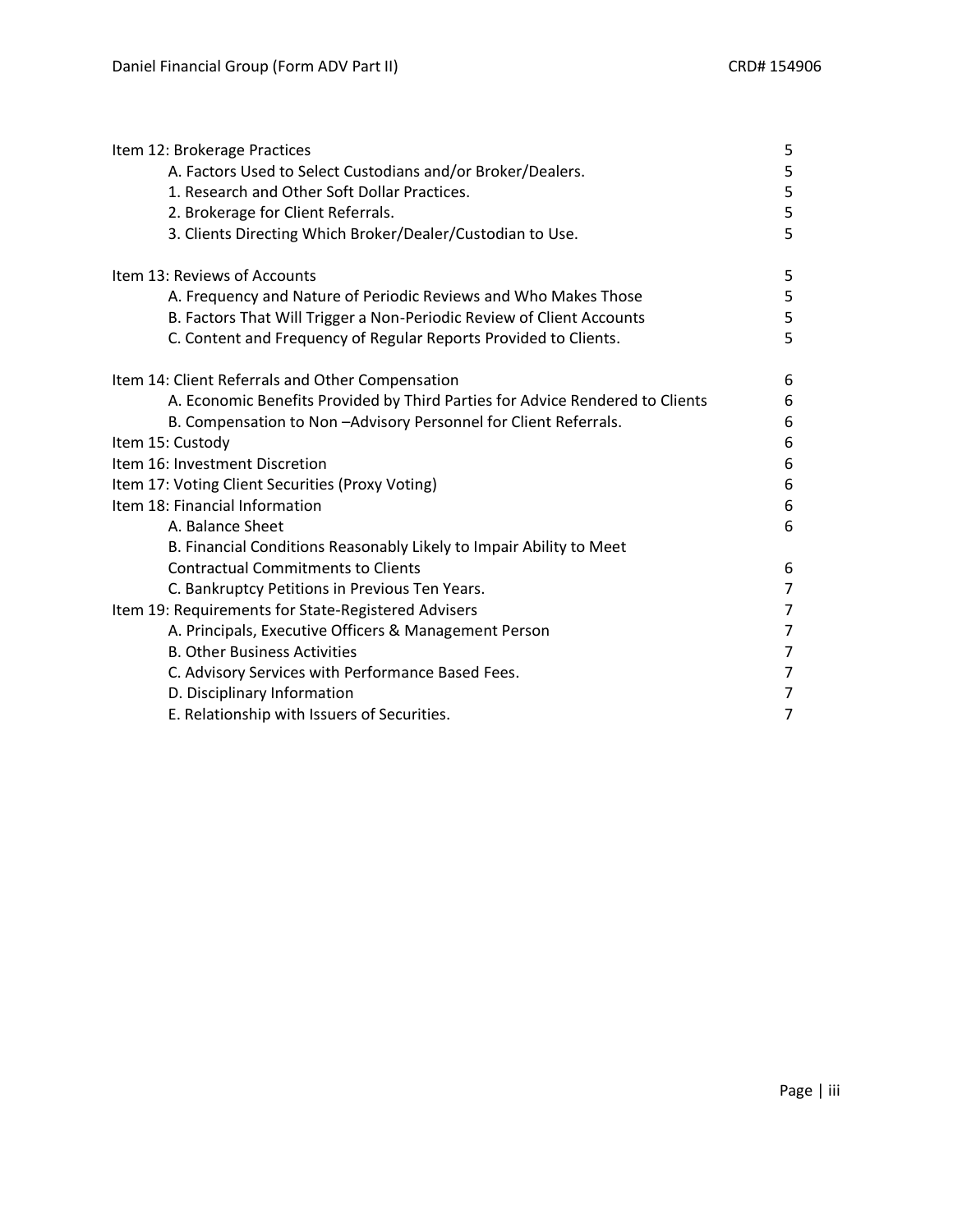| | |
|---|---|
| Item 12: Brokerage Practices | 5 |
| A. Factors Used to Select Custodians and/or Broker/Dealers. | 5 |
| 1. Research and Other Soft Dollar Practices. | 5 |
| 2. Brokerage for Client Referrals. | 5 |
| 3. Clients Directing Which Broker/Dealer/Custodian to Use. | 5 |
| Item 13: Reviews of Accounts | 5 |
| A. Frequency and Nature of Periodic Reviews and Who Makes Those | 5 |
| B. Factors That Will Trigger a Non-Periodic Review of Client Accounts | 5 |
| C. Content and Frequency of Regular Reports Provided to Clients. | 5 |
| Item 14: Client Referrals and Other Compensation | 6 |
| A. Economic Benefits Provided by Third Parties for Advice Rendered to Clients | 6 |
| B. Compensation to Non –Advisory Personnel for Client Referrals. | 6 |
| Item 15: Custody | 6 |
| Item 16: Investment Discretion | 6 |
| Item 17: Voting Client Securities (Proxy Voting) | 6 |
| Item 18: Financial Information | 6 |
| A. Balance Sheet | 6 |
| B. Financial Conditions Reasonably Likely to Impair Ability to Meet Contractual Commitments to Clients | 6 |
| C. Bankruptcy Petitions in Previous Ten Years. | 7 |
| Item 19: Requirements for State-Registered Advisers | 7 |
| A. Principals, Executive Officers & Management Person | 7 |
| B. Other Business Activities | 7 |
| C. Advisory Services with Performance Based Fees. | 7 |
| D. Disciplinary Information | 7 |
| E. Relationship with Issuers of Securities. | 7 |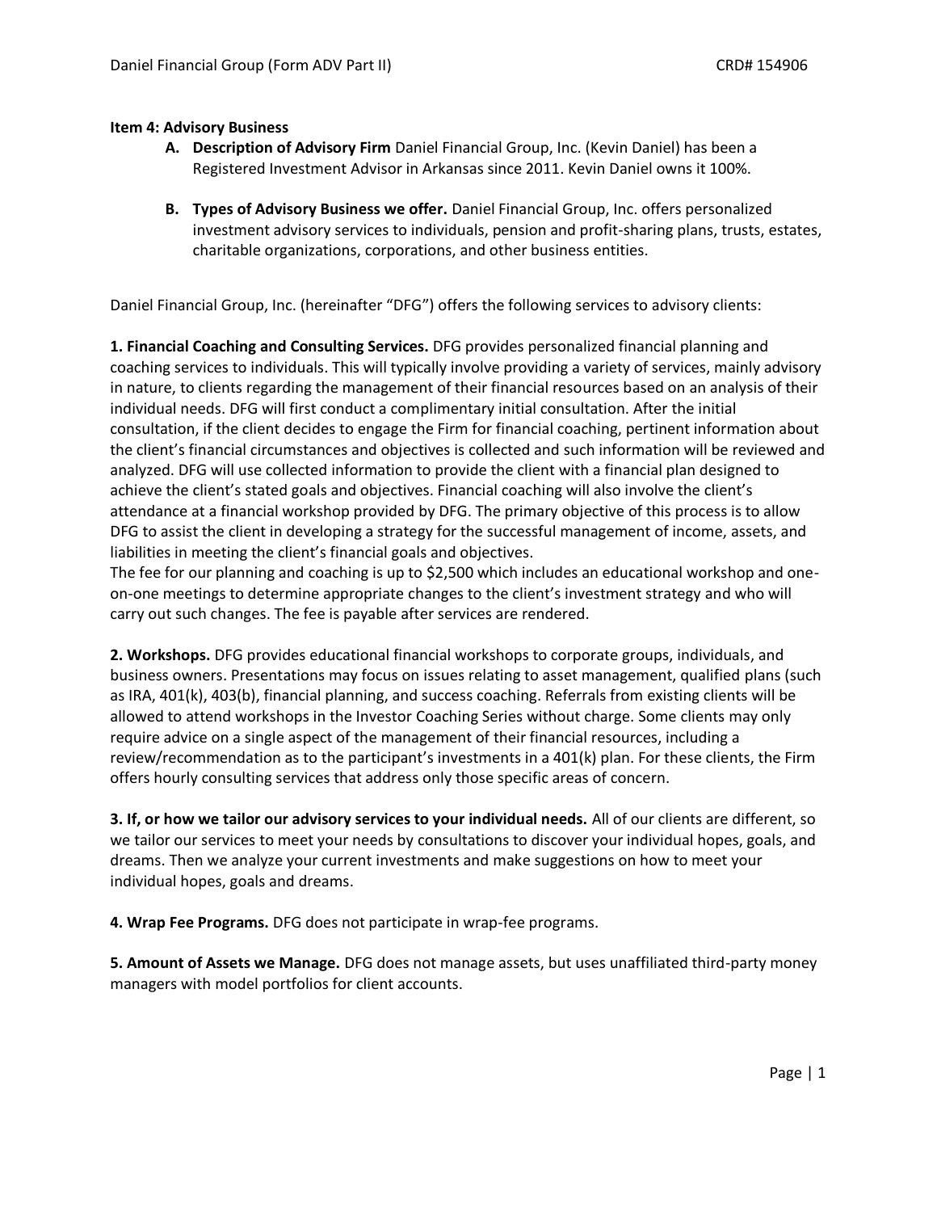**Item 4: Advisory Business**

- **A. Description of Advisory Firm** Daniel Financial Group, Inc. (Kevin Daniel) has been a Registered Investment Advisor in Arkansas since 2011. Kevin Daniel owns it 100%.

- **B. Types of Advisory Business we offer.** Daniel Financial Group, Inc. offers personalized investment advisory services to individuals, pension and profit-sharing plans, trusts, estates, charitable organizations, corporations, and other business entities.

Daniel Financial Group, Inc. (hereinafter "DFG") offers the following services to advisory clients:

**1. Financial Coaching and Consulting Services.** DFG provides personalized financial planning and coaching services to individuals. This will typically involve providing a variety of services, mainly advisory in nature, to clients regarding the management of their financial resources based on an analysis of their individual needs. DFG will first conduct a complimentary initial consultation. After the initial consultation, if the client decides to engage the Firm for financial coaching, pertinent information about the client's financial circumstances and objectives is collected and such information will be reviewed and analyzed. DFG will use collected information to provide the client with a financial plan designed to achieve the client's stated goals and objectives. Financial coaching will also involve the client's attendance at a financial workshop provided by DFG. The primary objective of this process is to allow DFG to assist the client in developing a strategy for the successful management of income, assets, and liabilities in meeting the client's financial goals and objectives.
The fee for our planning and coaching is up to $2,500 which includes an educational workshop and one-on-one meetings to determine appropriate changes to the client's investment strategy and who will carry out such changes. The fee is payable after services are rendered.

**2. Workshops.** DFG provides educational financial workshops to corporate groups, individuals, and business owners. Presentations may focus on issues relating to asset management, qualified plans (such as IRA, 401(k), 403(b), financial planning, and success coaching. Referrals from existing clients will be allowed to attend workshops in the Investor Coaching Series without charge. Some clients may only require advice on a single aspect of the management of their financial resources, including a review/recommendation as to the participant's investments in a 401(k) plan. For these clients, the Firm offers hourly consulting services that address only those specific areas of concern.

**3. If, or how we tailor our advisory services to your individual needs.** All of our clients are different, so we tailor our services to meet your needs by consultations to discover your individual hopes, goals, and dreams. Then we analyze your current investments and make suggestions on how to meet your individual hopes, goals and dreams.

**4. Wrap Fee Programs.** DFG does not participate in wrap-fee programs.

**5. Amount of Assets we Manage.** DFG does not manage assets, but uses unaffiliated third-party money managers with model portfolios for client accounts.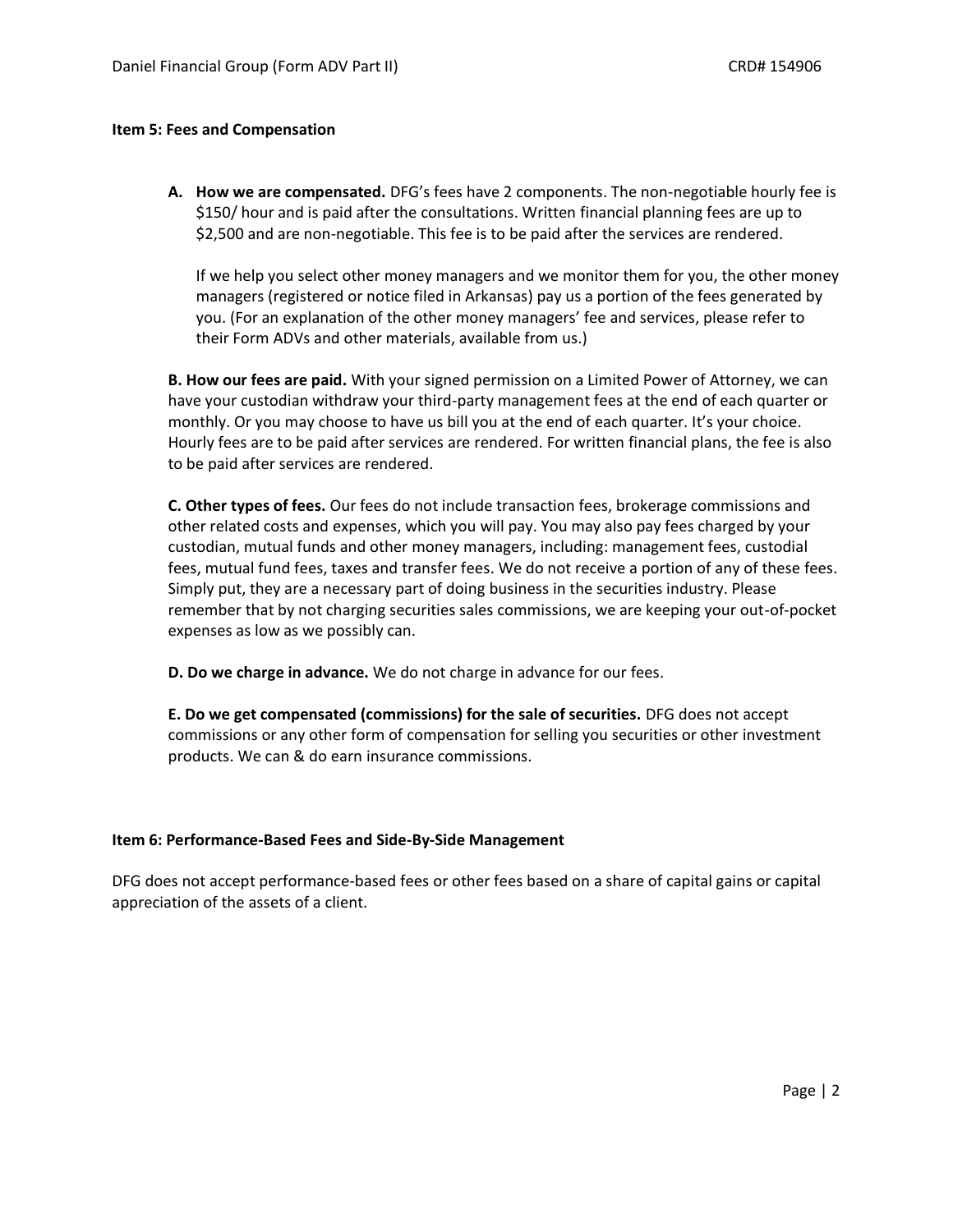**Item 5: Fees and Compensation**

**A. How we are compensated.** DFG's fees have 2 components. The non-negotiable hourly fee is $150/ hour and is paid after the consultations. Written financial planning fees are up to $2,500 and are non-negotiable. This fee is to be paid after the services are rendered.

If we help you select other money managers and we monitor them for you, the other money managers (registered or notice filed in Arkansas) pay us a portion of the fees generated by you. (For an explanation of the other money managers' fee and services, please refer to their Form ADVs and other materials, available from us.)

**B. How our fees are paid.** With your signed permission on a Limited Power of Attorney, we can have your custodian withdraw your third-party management fees at the end of each quarter or monthly. Or you may choose to have us bill you at the end of each quarter. It's your choice. Hourly fees are to be paid after services are rendered. For written financial plans, the fee is also to be paid after services are rendered.

**C. Other types of fees.** Our fees do not include transaction fees, brokerage commissions and other related costs and expenses, which you will pay. You may also pay fees charged by your custodian, mutual funds and other money managers, including: management fees, custodial fees, mutual fund fees, taxes and transfer fees. We do not receive a portion of any of these fees. Simply put, they are a necessary part of doing business in the securities industry. Please remember that by not charging securities sales commissions, we are keeping your out-of-pocket expenses as low as we possibly can.

**D. Do we charge in advance.** We do not charge in advance for our fees.

**E. Do we get compensated (commissions) for the sale of securities.** DFG does not accept commissions or any other form of compensation for selling you securities or other investment products. We can & do earn insurance commissions.

**Item 6: Performance-Based Fees and Side-By-Side Management**

DFG does not accept performance-based fees or other fees based on a share of capital gains or capital appreciation of the assets of a client.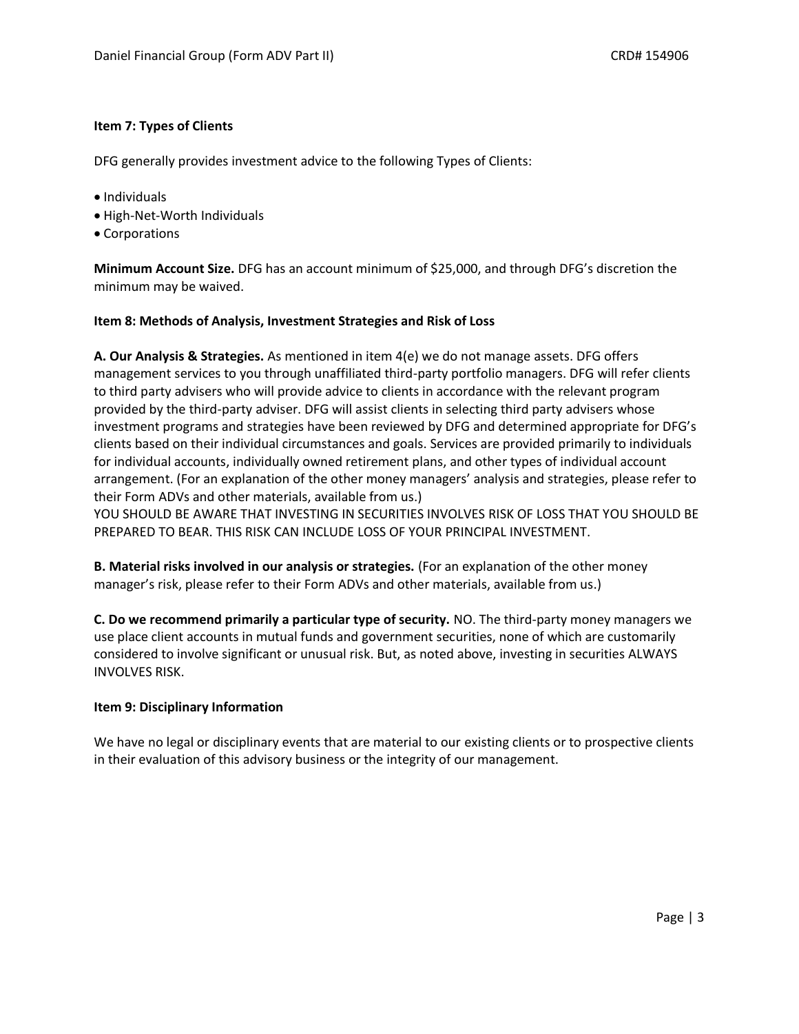**Item 7: Types of Clients**

DFG generally provides investment advice to the following Types of Clients:

- Individuals
- High-Net-Worth Individuals
- Corporations

**Minimum Account Size.** DFG has an account minimum of $25,000, and through DFG's discretion the minimum may be waived.

**Item 8: Methods of Analysis, Investment Strategies and Risk of Loss**

**A. Our Analysis & Strategies.** As mentioned in item 4(e) we do not manage assets. DFG offers management services to you through unaffiliated third-party portfolio managers. DFG will refer clients to third party advisers who will provide advice to clients in accordance with the relevant program provided by the third-party adviser. DFG will assist clients in selecting third party advisers whose investment programs and strategies have been reviewed by DFG and determined appropriate for DFG's clients based on their individual circumstances and goals. Services are provided primarily to individuals for individual accounts, individually owned retirement plans, and other types of individual account arrangement. (For an explanation of the other money managers' analysis and strategies, please refer to their Form ADVs and other materials, available from us.)
YOU SHOULD BE AWARE THAT INVESTING IN SECURITIES INVOLVES RISK OF LOSS THAT YOU SHOULD BE PREPARED TO BEAR. THIS RISK CAN INCLUDE LOSS OF YOUR PRINCIPAL INVESTMENT.

**B. Material risks involved in our analysis or strategies.** (For an explanation of the other money manager's risk, please refer to their Form ADVs and other materials, available from us.)

**C. Do we recommend primarily a particular type of security.** NO. The third-party money managers we use place client accounts in mutual funds and government securities, none of which are customarily considered to involve significant or unusual risk. But, as noted above, investing in securities ALWAYS INVOLVES RISK.

**Item 9: Disciplinary Information**

We have no legal or disciplinary events that are material to our existing clients or to prospective clients in their evaluation of this advisory business or the integrity of our management.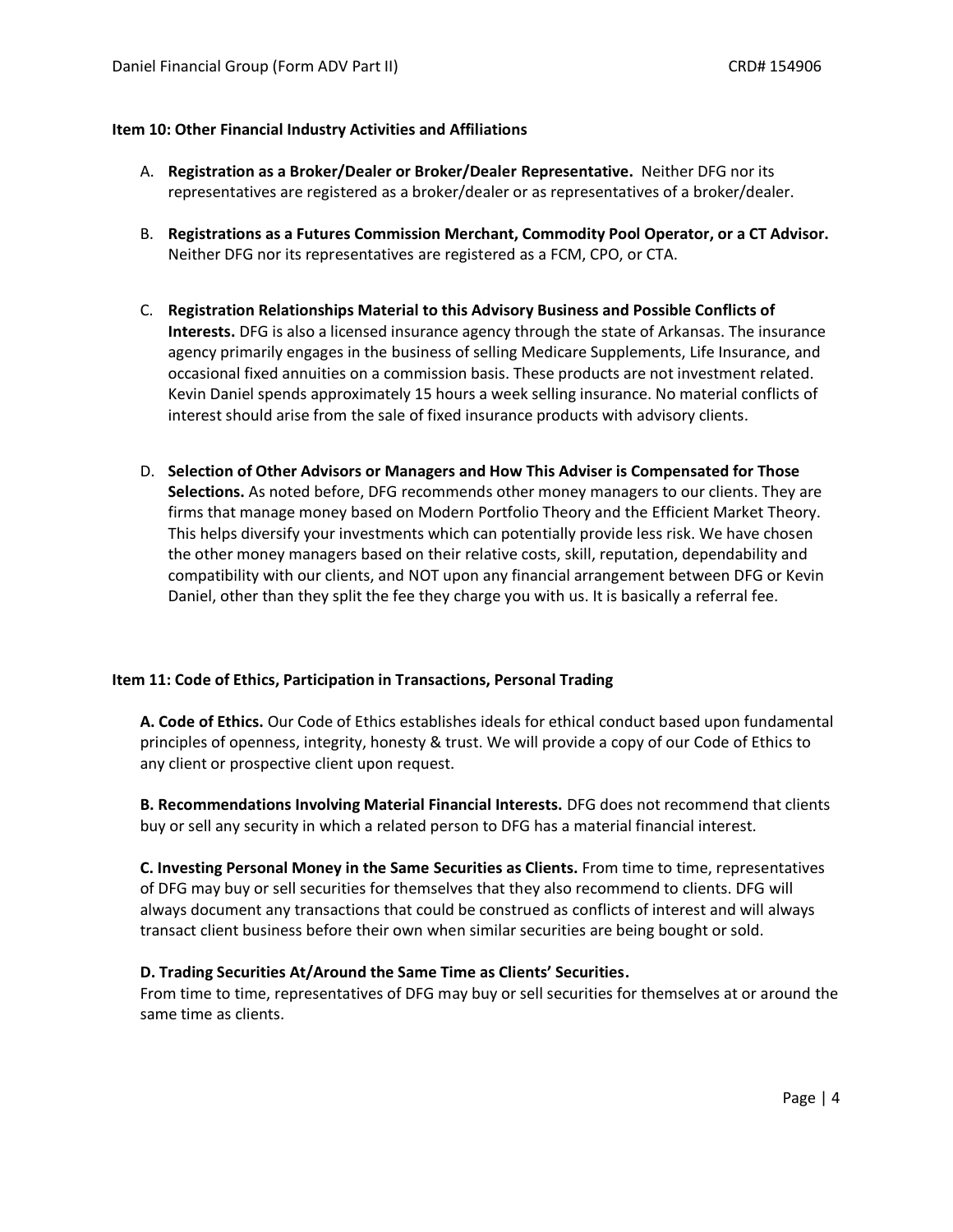### Item 10: Other Financial Industry Activities and Affiliations

A. **Registration as a Broker/Dealer or Broker/Dealer Representative.** Neither DFG nor its representatives are registered as a broker/dealer or as representatives of a broker/dealer.

B. **Registrations as a Futures Commission Merchant, Commodity Pool Operator, or a CT Advisor.** Neither DFG nor its representatives are registered as a FCM, CPO, or CTA.

C. **Registration Relationships Material to this Advisory Business and Possible Conflicts of Interests.** DFG is also a licensed insurance agency through the state of Arkansas. The insurance agency primarily engages in the business of selling Medicare Supplements, Life Insurance, and occasional fixed annuities on a commission basis. These products are not investment related. Kevin Daniel spends approximately 15 hours a week selling insurance. No material conflicts of interest should arise from the sale of fixed insurance products with advisory clients.

D. **Selection of Other Advisors or Managers and How This Adviser is Compensated for Those Selections.** As noted before, DFG recommends other money managers to our clients. They are firms that manage money based on Modern Portfolio Theory and the Efficient Market Theory. This helps diversify your investments which can potentially provide less risk. We have chosen the other money managers based on their relative costs, skill, reputation, dependability and compatibility with our clients, and NOT upon any financial arrangement between DFG or Kevin Daniel, other than they split the fee they charge you with us. It is basically a referral fee.

### Item 11: Code of Ethics, Participation in Transactions, Personal Trading

**A. Code of Ethics.** Our Code of Ethics establishes ideals for ethical conduct based upon fundamental principles of openness, integrity, honesty & trust. We will provide a copy of our Code of Ethics to any client or prospective client upon request.

**B. Recommendations Involving Material Financial Interests.** DFG does not recommend that clients buy or sell any security in which a related person to DFG has a material financial interest.

**C. Investing Personal Money in the Same Securities as Clients.** From time to time, representatives of DFG may buy or sell securities for themselves that they also recommend to clients. DFG will always document any transactions that could be construed as conflicts of interest and will always transact client business before their own when similar securities are being bought or sold.

**D. Trading Securities At/Around the Same Time as Clients' Securities.**
From time to time, representatives of DFG may buy or sell securities for themselves at or around the same time as clients.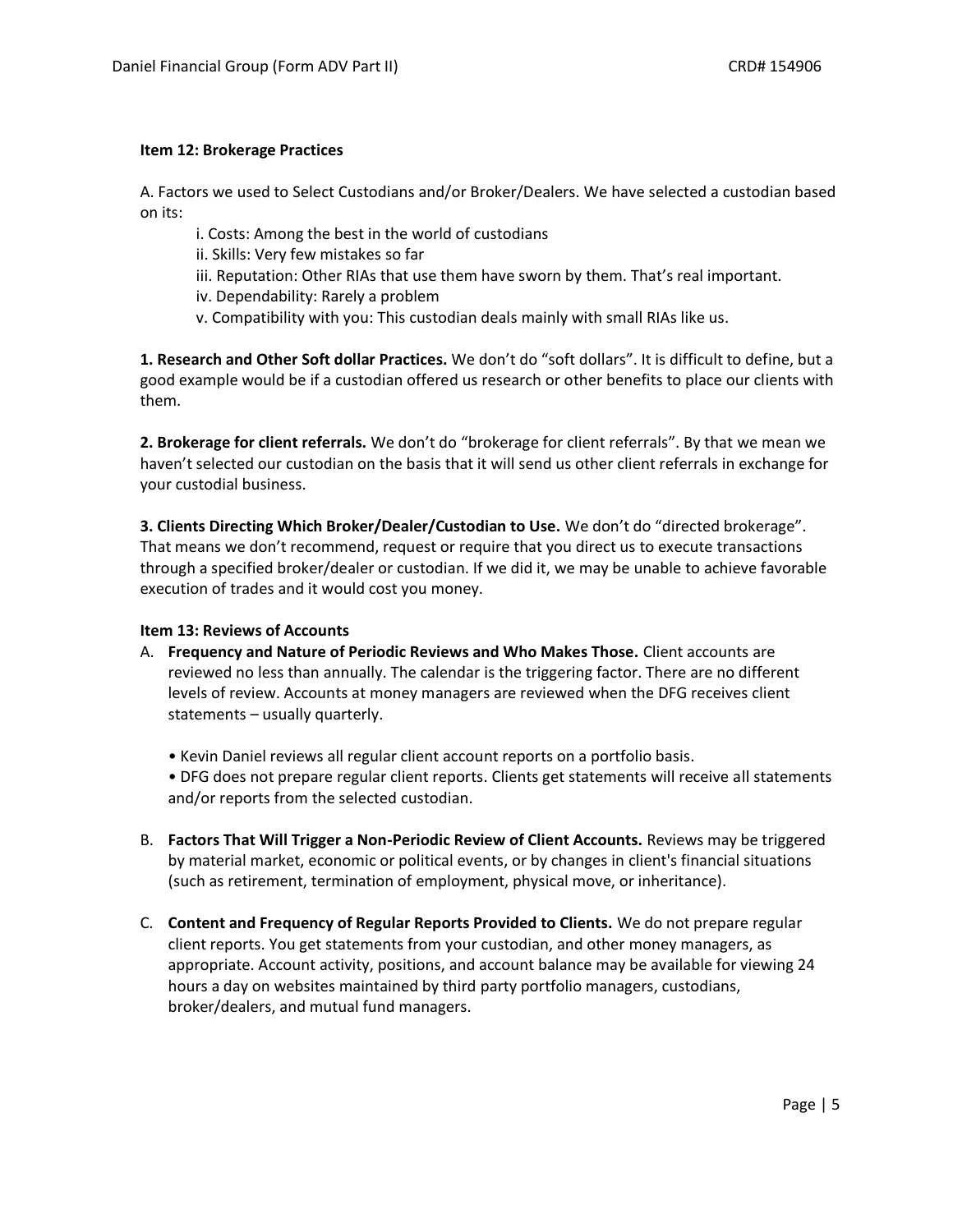**Item 12: Brokerage Practices**

A. Factors we used to Select Custodians and/or Broker/Dealers. We have selected a custodian based on its:

- i. Costs: Among the best in the world of custodians
- ii. Skills: Very few mistakes so far
- iii. Reputation: Other RIAs that use them have sworn by them. That's real important.
- iv. Dependability: Rarely a problem
- v. Compatibility with you: This custodian deals mainly with small RIAs like us.

**1. Research and Other Soft dollar Practices.** We don't do "soft dollars". It is difficult to define, but a good example would be if a custodian offered us research or other benefits to place our clients with them.

**2. Brokerage for client referrals.** We don't do "brokerage for client referrals". By that we mean we haven't selected our custodian on the basis that it will send us other client referrals in exchange for your custodial business.

**3. Clients Directing Which Broker/Dealer/Custodian to Use.** We don't do "directed brokerage". That means we don't recommend, request or require that you direct us to execute transactions through a specified broker/dealer or custodian. If we did it, we may be unable to achieve favorable execution of trades and it would cost you money.

**Item 13: Reviews of Accounts**

A. **Frequency and Nature of Periodic Reviews and Who Makes Those.** Client accounts are reviewed no less than annually. The calendar is the triggering factor. There are no different levels of review. Accounts at money managers are reviewed when the DFG receives client statements – usually quarterly.

   - Kevin Daniel reviews all regular client account reports on a portfolio basis.
   - DFG does not prepare regular client reports. Clients get statements will receive all statements and/or reports from the selected custodian.

B. **Factors That Will Trigger a Non-Periodic Review of Client Accounts.** Reviews may be triggered by material market, economic or political events, or by changes in client's financial situations (such as retirement, termination of employment, physical move, or inheritance).

C. **Content and Frequency of Regular Reports Provided to Clients.** We do not prepare regular client reports. You get statements from your custodian, and other money managers, as appropriate. Account activity, positions, and account balance may be available for viewing 24 hours a day on websites maintained by third party portfolio managers, custodians, broker/dealers, and mutual fund managers.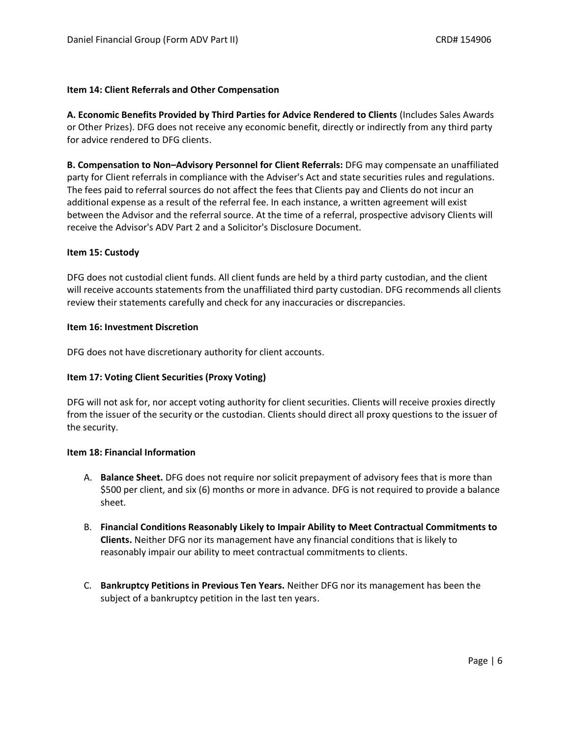### Item 14: Client Referrals and Other Compensation

**A. Economic Benefits Provided by Third Parties for Advice Rendered to Clients** (Includes Sales Awards or Other Prizes). DFG does not receive any economic benefit, directly or indirectly from any third party for advice rendered to DFG clients.

**B. Compensation to Non–Advisory Personnel for Client Referrals:** DFG may compensate an unaffiliated party for Client referrals in compliance with the Adviser's Act and state securities rules and regulations. The fees paid to referral sources do not affect the fees that Clients pay and Clients do not incur an additional expense as a result of the referral fee. In each instance, a written agreement will exist between the Advisor and the referral source. At the time of a referral, prospective advisory Clients will receive the Advisor's ADV Part 2 and a Solicitor's Disclosure Document.

### Item 15: Custody

DFG does not custodial client funds. All client funds are held by a third party custodian, and the client will receive accounts statements from the unaffiliated third party custodian. DFG recommends all clients review their statements carefully and check for any inaccuracies or discrepancies.

### Item 16: Investment Discretion

DFG does not have discretionary authority for client accounts.

### Item 17: Voting Client Securities (Proxy Voting)

DFG will not ask for, nor accept voting authority for client securities. Clients will receive proxies directly from the issuer of the security or the custodian. Clients should direct all proxy questions to the issuer of the security.

### Item 18: Financial Information

A. **Balance Sheet.** DFG does not require nor solicit prepayment of advisory fees that is more than $500 per client, and six (6) months or more in advance. DFG is not required to provide a balance sheet.

B. **Financial Conditions Reasonably Likely to Impair Ability to Meet Contractual Commitments to Clients.** Neither DFG nor its management have any financial conditions that is likely to reasonably impair our ability to meet contractual commitments to clients.

C. **Bankruptcy Petitions in Previous Ten Years.** Neither DFG nor its management has been the subject of a bankruptcy petition in the last ten years.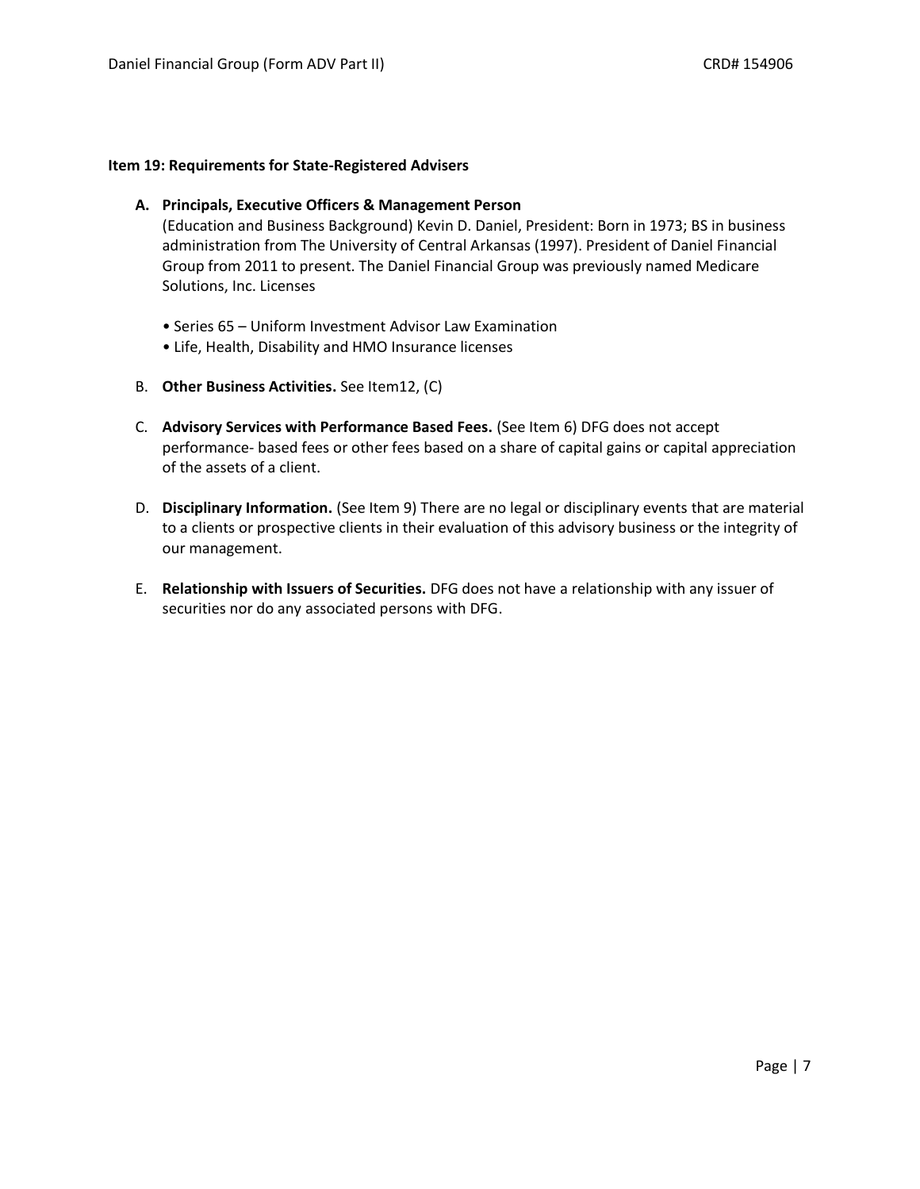**Item 19: Requirements for State-Registered Advisers**

**A. Principals, Executive Officers & Management Person**
(Education and Business Background) Kevin D. Daniel, President: Born in 1973; BS in business administration from The University of Central Arkansas (1997). President of Daniel Financial Group from 2011 to present. The Daniel Financial Group was previously named Medicare Solutions, Inc. Licenses

- Series 65 – Uniform Investment Advisor Law Examination
- Life, Health, Disability and HMO Insurance licenses

B. **Other Business Activities.** See Item12, (C)

C. **Advisory Services with Performance Based Fees.** (See Item 6) DFG does not accept performance- based fees or other fees based on a share of capital gains or capital appreciation of the assets of a client.

D. **Disciplinary Information.** (See Item 9) There are no legal or disciplinary events that are material to a clients or prospective clients in their evaluation of this advisory business or the integrity of our management.

E. **Relationship with Issuers of Securities.** DFG does not have a relationship with any issuer of securities nor do any associated persons with DFG.